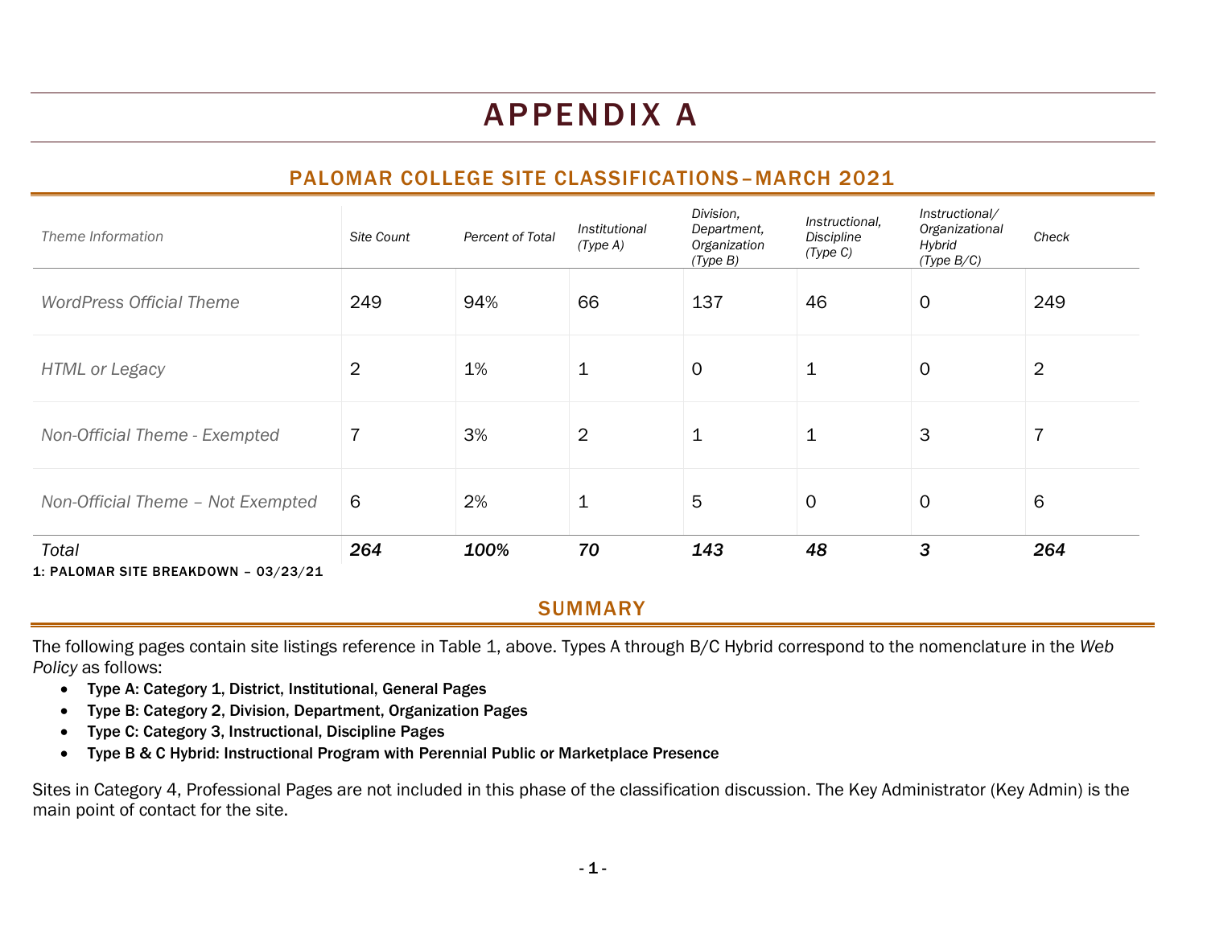# APPENDIX A

## PALOMAR COLLEGE SITE CLASSIFICATIONS – MARCH 2021

| *Theme Information* | *Site Count* | *Percent of Total* | *Institutional (Type A)* | *Division, Department, Organization (Type B)* | *Instructional, Discipline (Type C)* | *Instructional/ Organizational Hybrid (Type B/C)* | *Check* |
|---|---|---|---|---|---|---|---|
| *WordPress Official Theme* | 249 | 94% | 66 | 137 | 46 | 0 | 249 |
| *HTML or Legacy* | 2 | 1% | 1 | 0 | 1 | 0 | 2 |
| *Non-Official Theme - Exempted* | 7 | 3% | 2 | 1 | 1 | 3 | 7 |
| *Non-Official Theme – Not Exempted* | 6 | 2% | 1 | 5 | 0 | 0 | 6 |
| *Total* | ***264*** | ***100%*** | ***70*** | ***143*** | ***48*** | ***3*** | ***264*** |

**1: PALOMAR SITE BREAKDOWN – 03/23/21**

## SUMMARY

The following pages contain site listings reference in Table 1, above. Types A through B/C Hybrid correspond to the nomenclature in the *Web Policy* as follows:

- **Type A: Category 1, District, Institutional, General Pages**
- **Type B: Category 2, Division, Department, Organization Pages**
- **Type C: Category 3, Instructional, Discipline Pages**
- **Type B & C Hybrid: Instructional Program with Perennial Public or Marketplace Presence**

Sites in Category 4, Professional Pages are not included in this phase of the classification discussion. The Key Administrator (Key Admin) is the main point of contact for the site.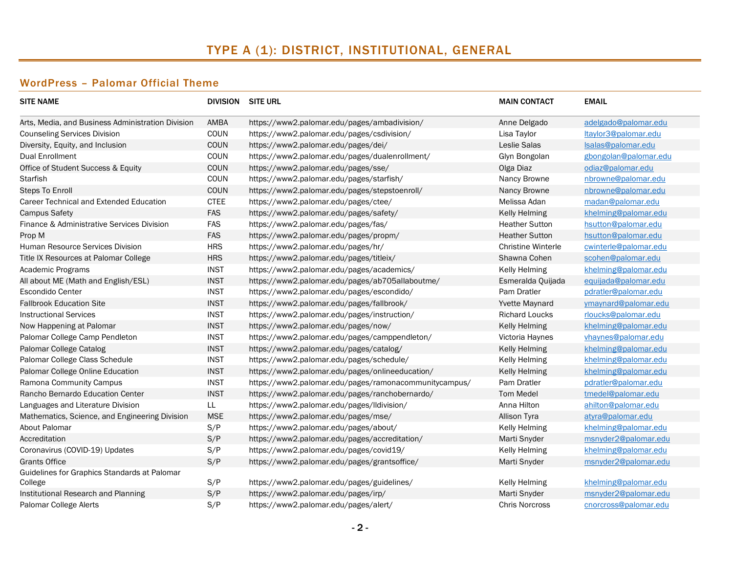# TYPE A (1): DISTRICT, INSTITUTIONAL, GENERAL

## WordPress – Palomar Official Theme

| SITE NAME | DIVISION | SITE URL | MAIN CONTACT | EMAIL |
|---|---|---|---|---|
| Arts, Media, and Business Administration Division | AMBA | https://www2.palomar.edu/pages/ambadivision/ | Anne Delgado | adelgado@palomar.edu |
| Counseling Services Division | COUN | https://www2.palomar.edu/pages/csdivision/ | Lisa Taylor | ltaylor3@palomar.edu |
| Diversity, Equity, and Inclusion | COUN | https://www2.palomar.edu/pages/dei/ | Leslie Salas | lsalas@palomar.edu |
| Dual Enrollment | COUN | https://www2.palomar.edu/pages/dualenrollment/ | Glyn Bongolan | gbongolan@palomar.edu |
| Office of Student Success & Equity | COUN | https://www2.palomar.edu/pages/sse/ | Olga Diaz | odiaz@palomar.edu |
| Starfish | COUN | https://www2.palomar.edu/pages/starfish/ | Nancy Browne | nbrowne@palomar.edu |
| Steps To Enroll | COUN | https://www2.palomar.edu/pages/stepstoenroll/ | Nancy Browne | nbrowne@palomar.edu |
| Career Technical and Extended Education | CTEE | https://www2.palomar.edu/pages/ctee/ | Melissa Adan | madan@palomar.edu |
| Campus Safety | FAS | https://www2.palomar.edu/pages/safety/ | Kelly Helming | khelming@palomar.edu |
| Finance & Administrative Services Division | FAS | https://www2.palomar.edu/pages/fas/ | Heather Sutton | hsutton@palomar.edu |
| Prop M | FAS | https://www2.palomar.edu/pages/propm/ | Heather Sutton | hsutton@palomar.edu |
| Human Resource Services Division | HRS | https://www2.palomar.edu/pages/hr/ | Christine Winterle | cwinterle@palomar.edu |
| Title IX Resources at Palomar College | HRS | https://www2.palomar.edu/pages/titleix/ | Shawna Cohen | scohen@palomar.edu |
| Academic Programs | INST | https://www2.palomar.edu/pages/academics/ | Kelly Helming | khelming@palomar.edu |
| All about ME (Math and English/ESL) | INST | https://www2.palomar.edu/pages/ab705allaboutme/ | Esmeralda Quijada | equijada@palomar.edu |
| Escondido Center | INST | https://www2.palomar.edu/pages/escondido/ | Pam Dratler | pdratler@palomar.edu |
| Fallbrook Education Site | INST | https://www2.palomar.edu/pages/fallbrook/ | Yvette Maynard | ymaynard@palomar.edu |
| Instructional Services | INST | https://www2.palomar.edu/pages/instruction/ | Richard Loucks | rloucks@palomar.edu |
| Now Happening at Palomar | INST | https://www2.palomar.edu/pages/now/ | Kelly Helming | khelming@palomar.edu |
| Palomar College Camp Pendleton | INST | https://www2.palomar.edu/pages/camppendleton/ | Victoria Haynes | vhaynes@palomar.edu |
| Palomar College Catalog | INST | https://www2.palomar.edu/pages/catalog/ | Kelly Helming | khelming@palomar.edu |
| Palomar College Class Schedule | INST | https://www2.palomar.edu/pages/schedule/ | Kelly Helming | khelming@palomar.edu |
| Palomar College Online Education | INST | https://www2.palomar.edu/pages/onlineeducation/ | Kelly Helming | khelming@palomar.edu |
| Ramona Community Campus | INST | https://www2.palomar.edu/pages/ramonacommunitycampus/ | Pam Dratler | pdratler@palomar.edu |
| Rancho Bernardo Education Center | INST | https://www2.palomar.edu/pages/ranchobernardo/ | Tom Medel | tmedel@palomar.edu |
| Languages and Literature Division | LL | https://www2.palomar.edu/pages/lldivision/ | Anna Hilton | ahilton@palomar.edu |
| Mathematics, Science, and Engineering Division | MSE | https://www2.palomar.edu/pages/mse/ | Allison Tyra | atyra@palomar.edu |
| About Palomar | S/P | https://www2.palomar.edu/pages/about/ | Kelly Helming | khelming@palomar.edu |
| Accreditation | S/P | https://www2.palomar.edu/pages/accreditation/ | Marti Snyder | msnyder2@palomar.edu |
| Coronavirus (COVID-19) Updates | S/P | https://www2.palomar.edu/pages/covid19/ | Kelly Helming | khelming@palomar.edu |
| Grants Office | S/P | https://www2.palomar.edu/pages/grantsoffice/ | Marti Snyder | msnyder2@palomar.edu |
| Guidelines for Graphics Standards at Palomar College | S/P | https://www2.palomar.edu/pages/guidelines/ | Kelly Helming | khelming@palomar.edu |
| Institutional Research and Planning | S/P | https://www2.palomar.edu/pages/irp/ | Marti Snyder | msnyder2@palomar.edu |
| Palomar College Alerts | S/P | https://www2.palomar.edu/pages/alert/ | Chris Norcross | cnorcross@palomar.edu |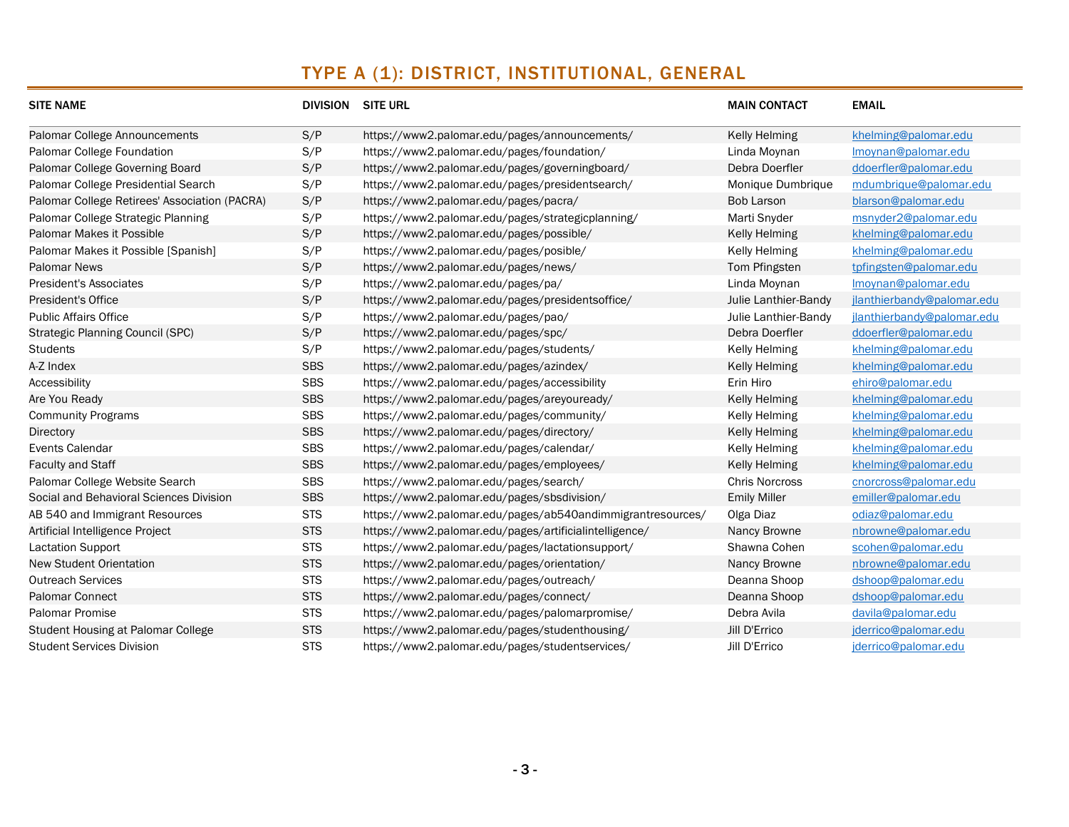# TYPE A (1): DISTRICT, INSTITUTIONAL, GENERAL

| SITE NAME | DIVISION | SITE URL | MAIN CONTACT | EMAIL |
|---|---|---|---|---|
| Palomar College Announcements | S/P | https://www2.palomar.edu/pages/announcements/ | Kelly Helming | khelming@palomar.edu |
| Palomar College Foundation | S/P | https://www2.palomar.edu/pages/foundation/ | Linda Moynan | lmoynan@palomar.edu |
| Palomar College Governing Board | S/P | https://www2.palomar.edu/pages/governingboard/ | Debra Doerfler | ddoerfler@palomar.edu |
| Palomar College Presidential Search | S/P | https://www2.palomar.edu/pages/presidentsearch/ | Monique Dumbrique | mdumbrique@palomar.edu |
| Palomar College Retirees' Association (PACRA) | S/P | https://www2.palomar.edu/pages/pacra/ | Bob Larson | blarson@palomar.edu |
| Palomar College Strategic Planning | S/P | https://www2.palomar.edu/pages/strategicplanning/ | Marti Snyder | msnyder2@palomar.edu |
| Palomar Makes it Possible | S/P | https://www2.palomar.edu/pages/possible/ | Kelly Helming | khelming@palomar.edu |
| Palomar Makes it Possible [Spanish] | S/P | https://www2.palomar.edu/pages/posible/ | Kelly Helming | khelming@palomar.edu |
| Palomar News | S/P | https://www2.palomar.edu/pages/news/ | Tom Pfingsten | tpfingsten@palomar.edu |
| President's Associates | S/P | https://www2.palomar.edu/pages/pa/ | Linda Moynan | lmoynan@palomar.edu |
| President's Office | S/P | https://www2.palomar.edu/pages/presidentsoffice/ | Julie Lanthier-Bandy | jlanthierbandy@palomar.edu |
| Public Affairs Office | S/P | https://www2.palomar.edu/pages/pao/ | Julie Lanthier-Bandy | jlanthierbandy@palomar.edu |
| Strategic Planning Council (SPC) | S/P | https://www2.palomar.edu/pages/spc/ | Debra Doerfler | ddoerfler@palomar.edu |
| Students | S/P | https://www2.palomar.edu/pages/students/ | Kelly Helming | khelming@palomar.edu |
| A-Z Index | SBS | https://www2.palomar.edu/pages/azindex/ | Kelly Helming | khelming@palomar.edu |
| Accessibility | SBS | https://www2.palomar.edu/pages/accessibility | Erin Hiro | ehiro@palomar.edu |
| Are You Ready | SBS | https://www2.palomar.edu/pages/areyouready/ | Kelly Helming | khelming@palomar.edu |
| Community Programs | SBS | https://www2.palomar.edu/pages/community/ | Kelly Helming | khelming@palomar.edu |
| Directory | SBS | https://www2.palomar.edu/pages/directory/ | Kelly Helming | khelming@palomar.edu |
| Events Calendar | SBS | https://www2.palomar.edu/pages/calendar/ | Kelly Helming | khelming@palomar.edu |
| Faculty and Staff | SBS | https://www2.palomar.edu/pages/employees/ | Kelly Helming | khelming@palomar.edu |
| Palomar College Website Search | SBS | https://www2.palomar.edu/pages/search/ | Chris Norcross | cnorcross@palomar.edu |
| Social and Behavioral Sciences Division | SBS | https://www2.palomar.edu/pages/sbsdivision/ | Emily Miller | emiller@palomar.edu |
| AB 540 and Immigrant Resources | STS | https://www2.palomar.edu/pages/ab540andimmigrantresources/ | Olga Diaz | odiaz@palomar.edu |
| Artificial Intelligence Project | STS | https://www2.palomar.edu/pages/artificialintelligence/ | Nancy Browne | nbrowne@palomar.edu |
| Lactation Support | STS | https://www2.palomar.edu/pages/lactationsupport/ | Shawna Cohen | scohen@palomar.edu |
| New Student Orientation | STS | https://www2.palomar.edu/pages/orientation/ | Nancy Browne | nbrowne@palomar.edu |
| Outreach Services | STS | https://www2.palomar.edu/pages/outreach/ | Deanna Shoop | dshoop@palomar.edu |
| Palomar Connect | STS | https://www2.palomar.edu/pages/connect/ | Deanna Shoop | dshoop@palomar.edu |
| Palomar Promise | STS | https://www2.palomar.edu/pages/palomarpromise/ | Debra Avila | davila@palomar.edu |
| Student Housing at Palomar College | STS | https://www2.palomar.edu/pages/studenthousing/ | Jill D'Errico | jderrico@palomar.edu |
| Student Services Division | STS | https://www2.palomar.edu/pages/studentservices/ | Jill D'Errico | jderrico@palomar.edu |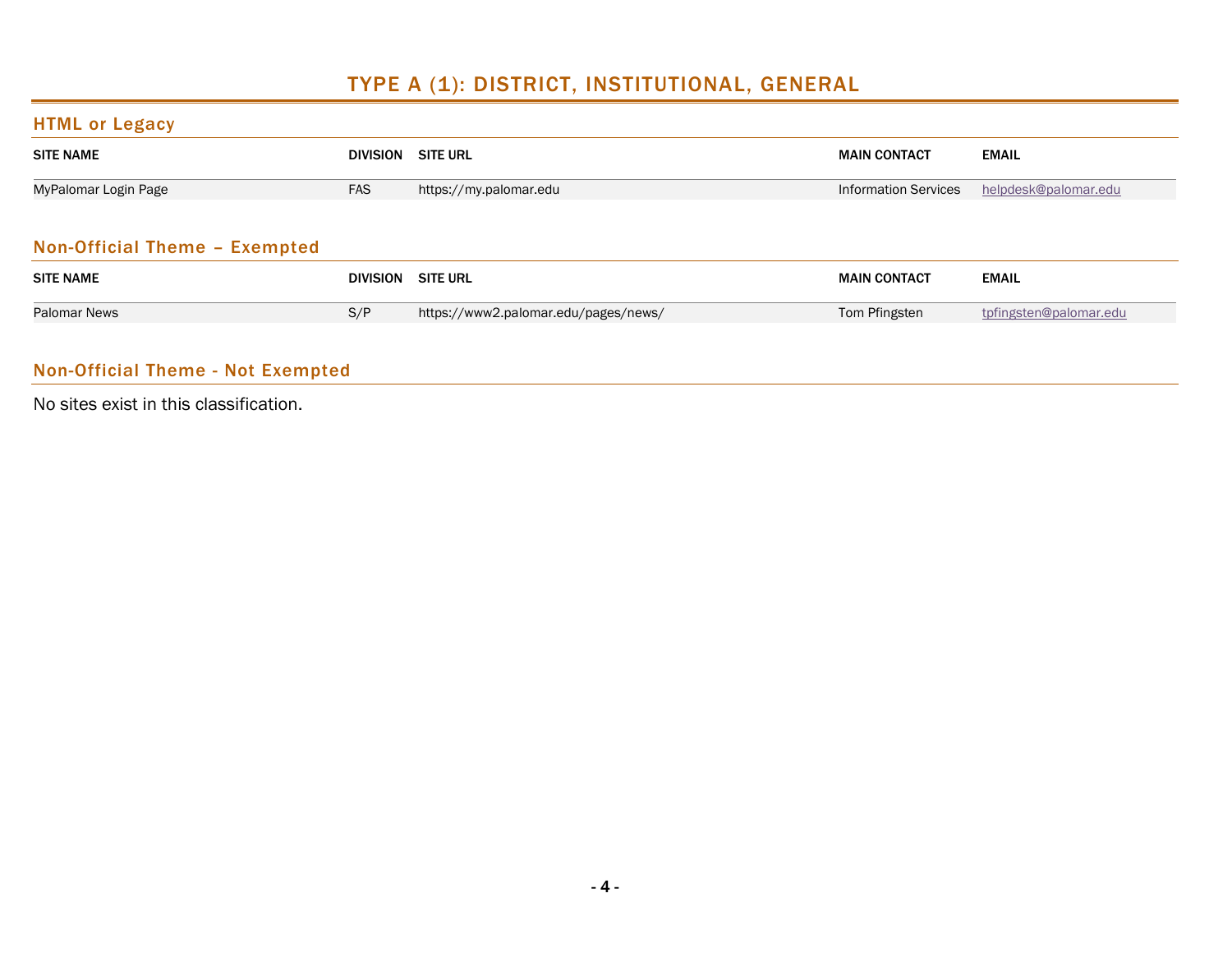# TYPE A (1): DISTRICT, INSTITUTIONAL, GENERAL

## HTML or Legacy

| SITE NAME | DIVISION | SITE URL | MAIN CONTACT | EMAIL |
|---|---|---|---|---|
| MyPalomar Login Page | FAS | https://my.palomar.edu | Information Services | helpdesk@palomar.edu |

## Non-Official Theme – Exempted

| SITE NAME | DIVISION | SITE URL | MAIN CONTACT | EMAIL |
|---|---|---|---|---|
| Palomar News | S/P | https://www2.palomar.edu/pages/news/ | Tom Pfingsten | tpfingsten@palomar.edu |

## Non-Official Theme - Not Exempted

No sites exist in this classification.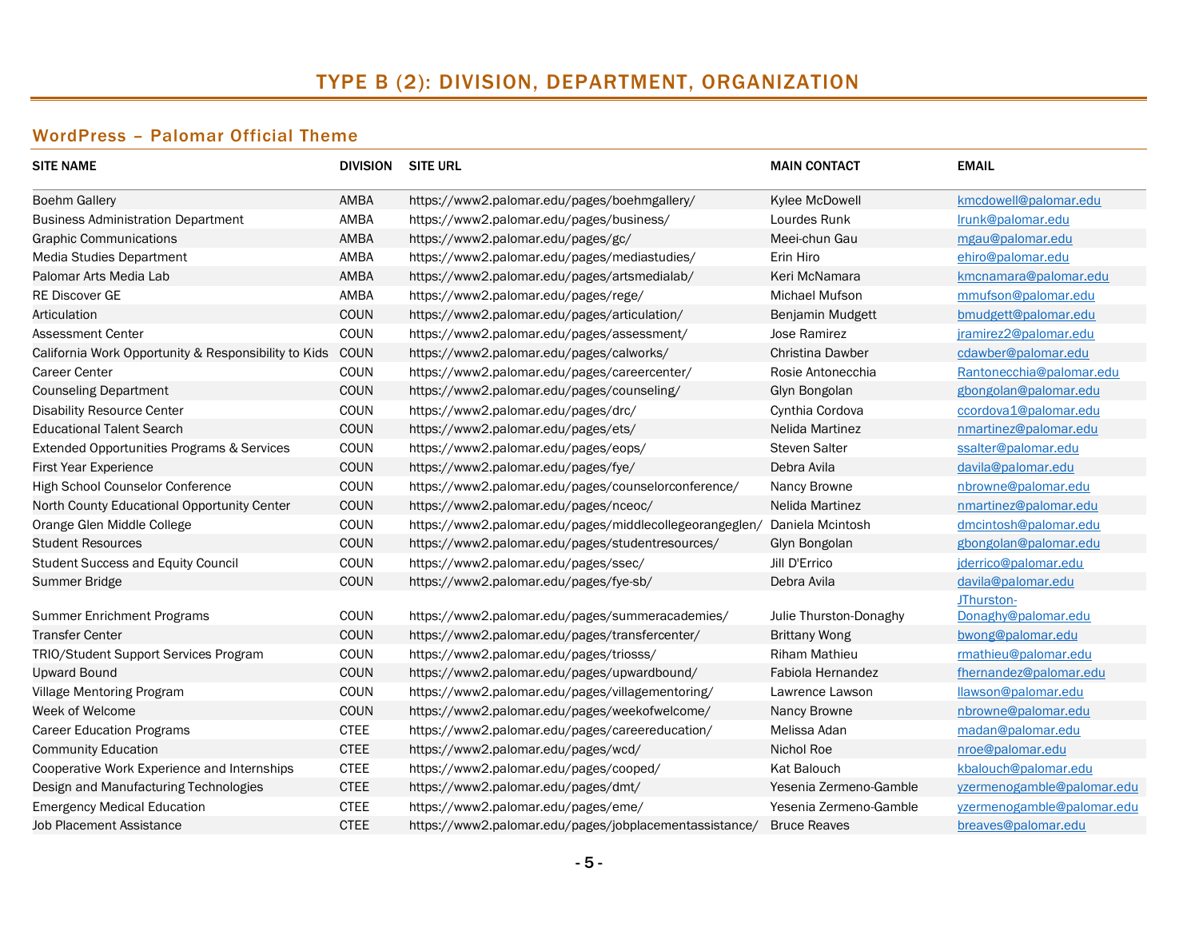# TYPE B (2): DIVISION, DEPARTMENT, ORGANIZATION

## WordPress – Palomar Official Theme

| SITE NAME | DIVISION | SITE URL | MAIN CONTACT | EMAIL |
|---|---|---|---|---|
| Boehm Gallery | AMBA | https://www2.palomar.edu/pages/boehmgallery/ | Kylee McDowell | kmcdowell@palomar.edu |
| Business Administration Department | AMBA | https://www2.palomar.edu/pages/business/ | Lourdes Runk | lrunk@palomar.edu |
| Graphic Communications | AMBA | https://www2.palomar.edu/pages/gc/ | Meei-chun Gau | mgau@palomar.edu |
| Media Studies Department | AMBA | https://www2.palomar.edu/pages/mediastudies/ | Erin Hiro | ehiro@palomar.edu |
| Palomar Arts Media Lab | AMBA | https://www2.palomar.edu/pages/artsmedialab/ | Keri McNamara | kmcnamara@palomar.edu |
| RE Discover GE | AMBA | https://www2.palomar.edu/pages/rege/ | Michael Mufson | mmufson@palomar.edu |
| Articulation | COUN | https://www2.palomar.edu/pages/articulation/ | Benjamin Mudgett | bmudgett@palomar.edu |
| Assessment Center | COUN | https://www2.palomar.edu/pages/assessment/ | Jose Ramirez | jramirez2@palomar.edu |
| California Work Opportunity & Responsibility to Kids | COUN | https://www2.palomar.edu/pages/calworks/ | Christina Dawber | cdawber@palomar.edu |
| Career Center | COUN | https://www2.palomar.edu/pages/careercenter/ | Rosie Antonecchia | Rantonecchia@palomar.edu |
| Counseling Department | COUN | https://www2.palomar.edu/pages/counseling/ | Glyn Bongolan | gbongolan@palomar.edu |
| Disability Resource Center | COUN | https://www2.palomar.edu/pages/drc/ | Cynthia Cordova | ccordova1@palomar.edu |
| Educational Talent Search | COUN | https://www2.palomar.edu/pages/ets/ | Nelida Martinez | nmartinez@palomar.edu |
| Extended Opportunities Programs & Services | COUN | https://www2.palomar.edu/pages/eops/ | Steven Salter | ssalter@palomar.edu |
| First Year Experience | COUN | https://www2.palomar.edu/pages/fye/ | Debra Avila | davila@palomar.edu |
| High School Counselor Conference | COUN | https://www2.palomar.edu/pages/counselorconference/ | Nancy Browne | nbrowne@palomar.edu |
| North County Educational Opportunity Center | COUN | https://www2.palomar.edu/pages/nceoc/ | Nelida Martinez | nmartinez@palomar.edu |
| Orange Glen Middle College | COUN | https://www2.palomar.edu/pages/middlecollegeorangeglen/ | Daniela Mcintosh | dmcintosh@palomar.edu |
| Student Resources | COUN | https://www2.palomar.edu/pages/studentresources/ | Glyn Bongolan | gbongolan@palomar.edu |
| Student Success and Equity Council | COUN | https://www2.palomar.edu/pages/ssec/ | Jill D'Errico | jderrico@palomar.edu |
| Summer Bridge | COUN | https://www2.palomar.edu/pages/fye-sb/ | Debra Avila | davila@palomar.edu |
| Summer Enrichment Programs | COUN | https://www2.palomar.edu/pages/summeracademies/ | Julie Thurston-Donaghy | JThurston-Donaghy@palomar.edu |
| Transfer Center | COUN | https://www2.palomar.edu/pages/transfercenter/ | Brittany Wong | bwong@palomar.edu |
| TRIO/Student Support Services Program | COUN | https://www2.palomar.edu/pages/triosss/ | Riham Mathieu | rmathieu@palomar.edu |
| Upward Bound | COUN | https://www2.palomar.edu/pages/upwardbound/ | Fabiola Hernandez | fhernandez@palomar.edu |
| Village Mentoring Program | COUN | https://www2.palomar.edu/pages/villagementoring/ | Lawrence Lawson | llawson@palomar.edu |
| Week of Welcome | COUN | https://www2.palomar.edu/pages/weekofwelcome/ | Nancy Browne | nbrowne@palomar.edu |
| Career Education Programs | CTEE | https://www2.palomar.edu/pages/careereducation/ | Melissa Adan | madan@palomar.edu |
| Community Education | CTEE | https://www2.palomar.edu/pages/wcd/ | Nichol Roe | nroe@palomar.edu |
| Cooperative Work Experience and Internships | CTEE | https://www2.palomar.edu/pages/cooped/ | Kat Balouch | kbalouch@palomar.edu |
| Design and Manufacturing Technologies | CTEE | https://www2.palomar.edu/pages/dmt/ | Yesenia Zermeno-Gamble | yzermenogamble@palomar.edu |
| Emergency Medical Education | CTEE | https://www2.palomar.edu/pages/eme/ | Yesenia Zermeno-Gamble | yzermenogamble@palomar.edu |
| Job Placement Assistance | CTEE | https://www2.palomar.edu/pages/jobplacementassistance/ | Bruce Reaves | breaves@palomar.edu |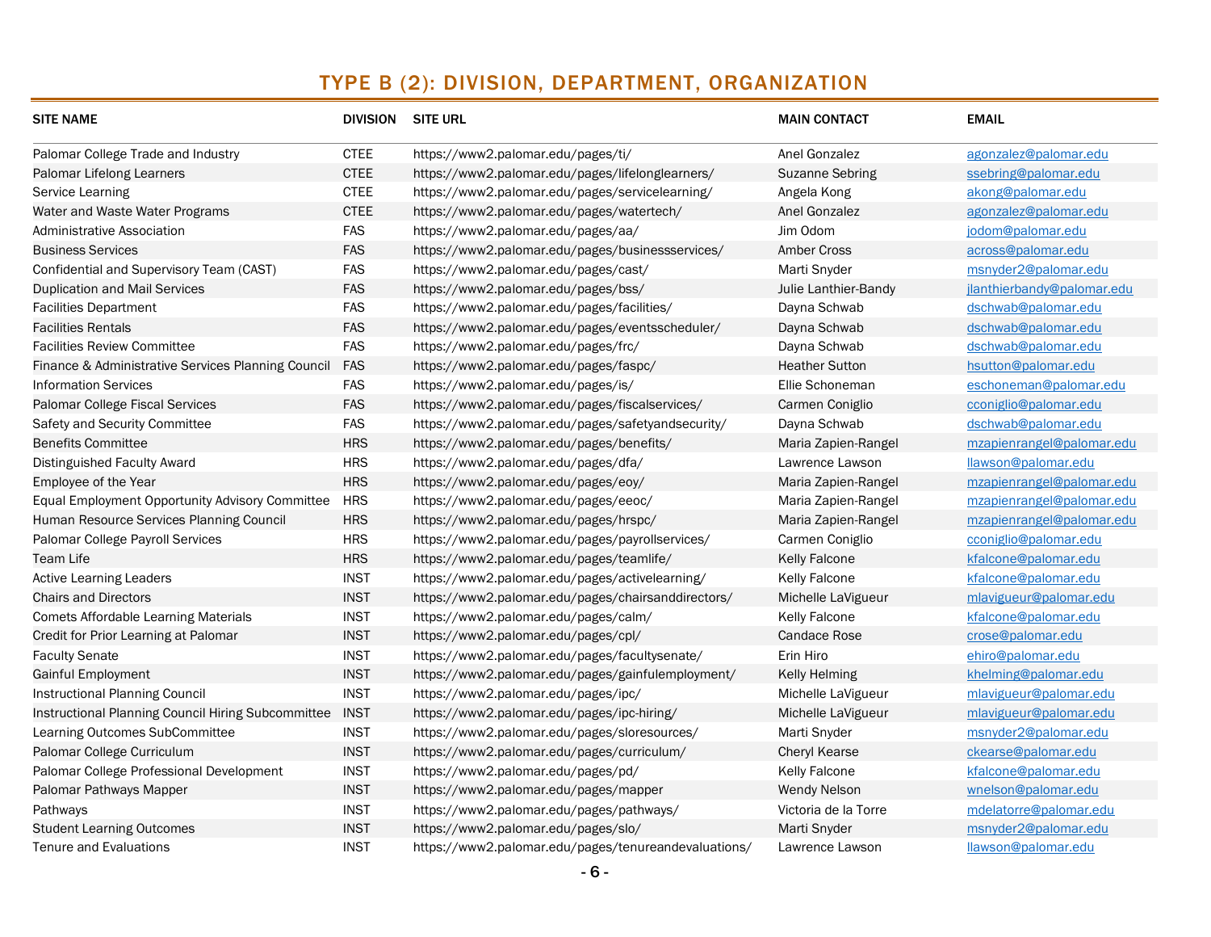## TYPE B (2): DIVISION, DEPARTMENT, ORGANIZATION

| SITE NAME | DIVISION | SITE URL | MAIN CONTACT | EMAIL |
|---|---|---|---|---|
| Palomar College Trade and Industry | CTEE | https://www2.palomar.edu/pages/ti/ | Anel Gonzalez | agonzalez@palomar.edu |
| Palomar Lifelong Learners | CTEE | https://www2.palomar.edu/pages/lifelonglearners/ | Suzanne Sebring | ssebring@palomar.edu |
| Service Learning | CTEE | https://www2.palomar.edu/pages/servicelearning/ | Angela Kong | akong@palomar.edu |
| Water and Waste Water Programs | CTEE | https://www2.palomar.edu/pages/watertech/ | Anel Gonzalez | agonzalez@palomar.edu |
| Administrative Association | FAS | https://www2.palomar.edu/pages/aa/ | Jim Odom | jodom@palomar.edu |
| Business Services | FAS | https://www2.palomar.edu/pages/businessservices/ | Amber Cross | across@palomar.edu |
| Confidential and Supervisory Team (CAST) | FAS | https://www2.palomar.edu/pages/cast/ | Marti Snyder | msnyder2@palomar.edu |
| Duplication and Mail Services | FAS | https://www2.palomar.edu/pages/bss/ | Julie Lanthier-Bandy | jlanthierbandy@palomar.edu |
| Facilities Department | FAS | https://www2.palomar.edu/pages/facilities/ | Dayna Schwab | dschwab@palomar.edu |
| Facilities Rentals | FAS | https://www2.palomar.edu/pages/eventsscheduler/ | Dayna Schwab | dschwab@palomar.edu |
| Facilities Review Committee | FAS | https://www2.palomar.edu/pages/frc/ | Dayna Schwab | dschwab@palomar.edu |
| Finance & Administrative Services Planning Council | FAS | https://www2.palomar.edu/pages/faspc/ | Heather Sutton | hsutton@palomar.edu |
| Information Services | FAS | https://www2.palomar.edu/pages/is/ | Ellie Schoneman | eschoneman@palomar.edu |
| Palomar College Fiscal Services | FAS | https://www2.palomar.edu/pages/fiscalservices/ | Carmen Coniglio | cconiglio@palomar.edu |
| Safety and Security Committee | FAS | https://www2.palomar.edu/pages/safetyandsecurity/ | Dayna Schwab | dschwab@palomar.edu |
| Benefits Committee | HRS | https://www2.palomar.edu/pages/benefits/ | Maria Zapien-Rangel | mzapienrangel@palomar.edu |
| Distinguished Faculty Award | HRS | https://www2.palomar.edu/pages/dfa/ | Lawrence Lawson | llawson@palomar.edu |
| Employee of the Year | HRS | https://www2.palomar.edu/pages/eoy/ | Maria Zapien-Rangel | mzapienrangel@palomar.edu |
| Equal Employment Opportunity Advisory Committee | HRS | https://www2.palomar.edu/pages/eeoc/ | Maria Zapien-Rangel | mzapienrangel@palomar.edu |
| Human Resource Services Planning Council | HRS | https://www2.palomar.edu/pages/hrspc/ | Maria Zapien-Rangel | mzapienrangel@palomar.edu |
| Palomar College Payroll Services | HRS | https://www2.palomar.edu/pages/payrollservices/ | Carmen Coniglio | cconiglio@palomar.edu |
| Team Life | HRS | https://www2.palomar.edu/pages/teamlife/ | Kelly Falcone | kfalcone@palomar.edu |
| Active Learning Leaders | INST | https://www2.palomar.edu/pages/activelearning/ | Kelly Falcone | kfalcone@palomar.edu |
| Chairs and Directors | INST | https://www2.palomar.edu/pages/chairsanddirectors/ | Michelle LaVigueur | mlavigueur@palomar.edu |
| Comets Affordable Learning Materials | INST | https://www2.palomar.edu/pages/calm/ | Kelly Falcone | kfalcone@palomar.edu |
| Credit for Prior Learning at Palomar | INST | https://www2.palomar.edu/pages/cpl/ | Candace Rose | crose@palomar.edu |
| Faculty Senate | INST | https://www2.palomar.edu/pages/facultysenate/ | Erin Hiro | ehiro@palomar.edu |
| Gainful Employment | INST | https://www2.palomar.edu/pages/gainfulemployment/ | Kelly Helming | khelming@palomar.edu |
| Instructional Planning Council | INST | https://www2.palomar.edu/pages/ipc/ | Michelle LaVigueur | mlavigueur@palomar.edu |
| Instructional Planning Council Hiring Subcommittee | INST | https://www2.palomar.edu/pages/ipc-hiring/ | Michelle LaVigueur | mlavigueur@palomar.edu |
| Learning Outcomes SubCommittee | INST | https://www2.palomar.edu/pages/sloresources/ | Marti Snyder | msnyder2@palomar.edu |
| Palomar College Curriculum | INST | https://www2.palomar.edu/pages/curriculum/ | Cheryl Kearse | ckearse@palomar.edu |
| Palomar College Professional Development | INST | https://www2.palomar.edu/pages/pd/ | Kelly Falcone | kfalcone@palomar.edu |
| Palomar Pathways Mapper | INST | https://www2.palomar.edu/pages/mapper | Wendy Nelson | wnelson@palomar.edu |
| Pathways | INST | https://www2.palomar.edu/pages/pathways/ | Victoria de la Torre | mdelatorre@palomar.edu |
| Student Learning Outcomes | INST | https://www2.palomar.edu/pages/slo/ | Marti Snyder | msnyder2@palomar.edu |
| Tenure and Evaluations | INST | https://www2.palomar.edu/pages/tenureandevaluations/ | Lawrence Lawson | llawson@palomar.edu |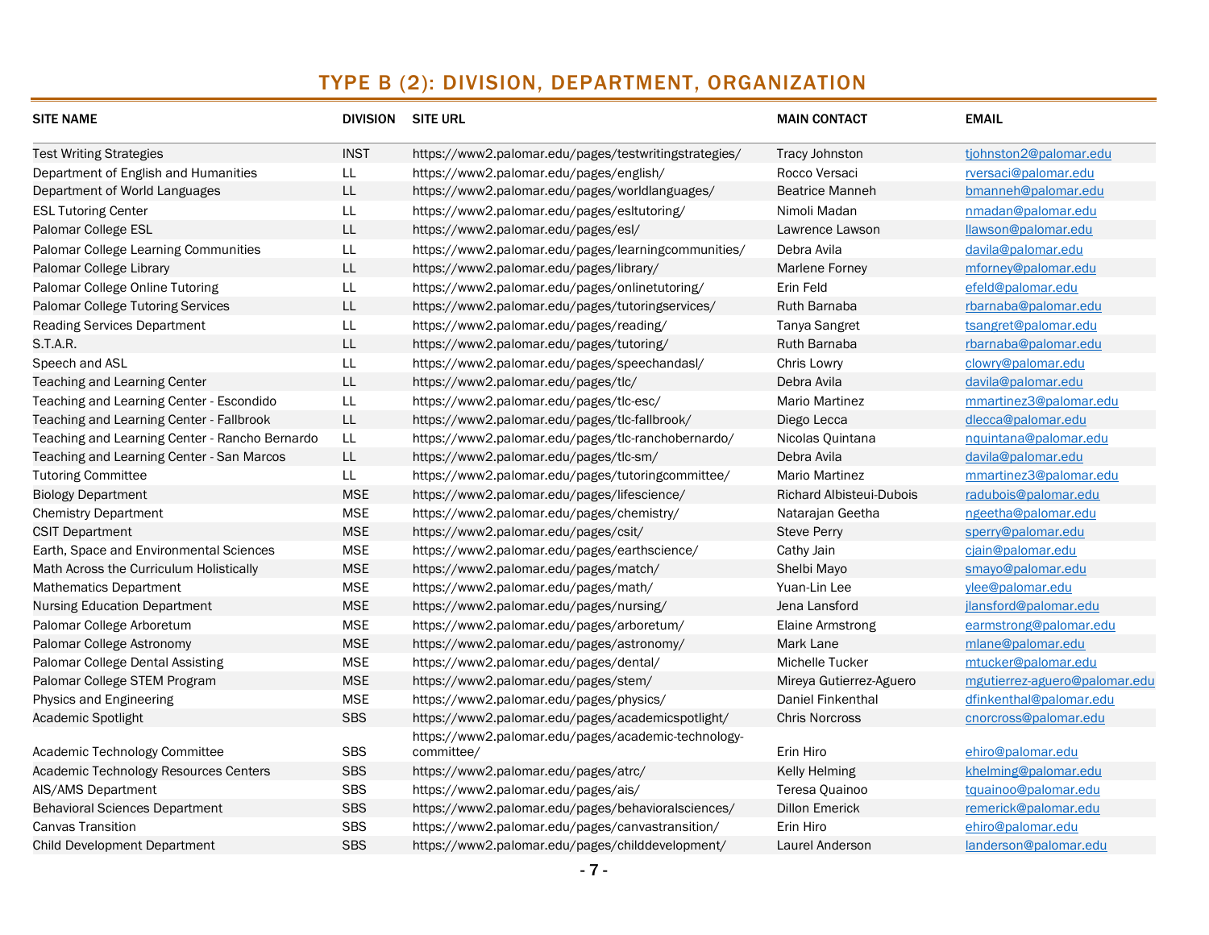## TYPE B (2): DIVISION, DEPARTMENT, ORGANIZATION

| SITE NAME | DIVISION | SITE URL | MAIN CONTACT | EMAIL |
|---|---|---|---|---|
| Test Writing Strategies | INST | https://www2.palomar.edu/pages/testwritingstrategies/ | Tracy Johnston | tjohnston2@palomar.edu |
| Department of English and Humanities | LL | https://www2.palomar.edu/pages/english/ | Rocco Versaci | rversaci@palomar.edu |
| Department of World Languages | LL | https://www2.palomar.edu/pages/worldlanguages/ | Beatrice Manneh | bmanneh@palomar.edu |
| ESL Tutoring Center | LL | https://www2.palomar.edu/pages/esltutoring/ | Nimoli Madan | nmadan@palomar.edu |
| Palomar College ESL | LL | https://www2.palomar.edu/pages/esl/ | Lawrence Lawson | llawson@palomar.edu |
| Palomar College Learning Communities | LL | https://www2.palomar.edu/pages/learningcommunities/ | Debra Avila | davila@palomar.edu |
| Palomar College Library | LL | https://www2.palomar.edu/pages/library/ | Marlene Forney | mforney@palomar.edu |
| Palomar College Online Tutoring | LL | https://www2.palomar.edu/pages/onlinetutoring/ | Erin Feld | efeld@palomar.edu |
| Palomar College Tutoring Services | LL | https://www2.palomar.edu/pages/tutoringservices/ | Ruth Barnaba | rbarnaba@palomar.edu |
| Reading Services Department | LL | https://www2.palomar.edu/pages/reading/ | Tanya Sangret | tsangret@palomar.edu |
| S.T.A.R. | LL | https://www2.palomar.edu/pages/tutoring/ | Ruth Barnaba | rbarnaba@palomar.edu |
| Speech and ASL | LL | https://www2.palomar.edu/pages/speechandasl/ | Chris Lowry | clowry@palomar.edu |
| Teaching and Learning Center | LL | https://www2.palomar.edu/pages/tlc/ | Debra Avila | davila@palomar.edu |
| Teaching and Learning Center - Escondido | LL | https://www2.palomar.edu/pages/tlc-esc/ | Mario Martinez | mmartinez3@palomar.edu |
| Teaching and Learning Center - Fallbrook | LL | https://www2.palomar.edu/pages/tlc-fallbrook/ | Diego Lecca | dlecca@palomar.edu |
| Teaching and Learning Center - Rancho Bernardo | LL | https://www2.palomar.edu/pages/tlc-ranchobernardo/ | Nicolas Quintana | nquintana@palomar.edu |
| Teaching and Learning Center - San Marcos | LL | https://www2.palomar.edu/pages/tlc-sm/ | Debra Avila | davila@palomar.edu |
| Tutoring Committee | LL | https://www2.palomar.edu/pages/tutoringcommittee/ | Mario Martinez | mmartinez3@palomar.edu |
| Biology Department | MSE | https://www2.palomar.edu/pages/lifescience/ | Richard Albisteui-Dubois | radubois@palomar.edu |
| Chemistry Department | MSE | https://www2.palomar.edu/pages/chemistry/ | Natarajan Geetha | ngeetha@palomar.edu |
| CSIT Department | MSE | https://www2.palomar.edu/pages/csit/ | Steve Perry | sperry@palomar.edu |
| Earth, Space and Environmental Sciences | MSE | https://www2.palomar.edu/pages/earthscience/ | Cathy Jain | cjain@palomar.edu |
| Math Across the Curriculum Holistically | MSE | https://www2.palomar.edu/pages/match/ | Shelbi Mayo | smayo@palomar.edu |
| Mathematics Department | MSE | https://www2.palomar.edu/pages/math/ | Yuan-Lin Lee | ylee@palomar.edu |
| Nursing Education Department | MSE | https://www2.palomar.edu/pages/nursing/ | Jena Lansford | jlansford@palomar.edu |
| Palomar College Arboretum | MSE | https://www2.palomar.edu/pages/arboretum/ | Elaine Armstrong | earmstrong@palomar.edu |
| Palomar College Astronomy | MSE | https://www2.palomar.edu/pages/astronomy/ | Mark Lane | mlane@palomar.edu |
| Palomar College Dental Assisting | MSE | https://www2.palomar.edu/pages/dental/ | Michelle Tucker | mtucker@palomar.edu |
| Palomar College STEM Program | MSE | https://www2.palomar.edu/pages/stem/ | Mireya Gutierrez-Aguero | mgutierrez-aguero@palomar.edu |
| Physics and Engineering | MSE | https://www2.palomar.edu/pages/physics/ | Daniel Finkenthal | dfinkenthal@palomar.edu |
| Academic Spotlight | SBS | https://www2.palomar.edu/pages/academicspotlight/ | Chris Norcross | cnorcross@palomar.edu |
| Academic Technology Committee | SBS | https://www2.palomar.edu/pages/academic-technology-committee/ | Erin Hiro | ehiro@palomar.edu |
| Academic Technology Resources Centers | SBS | https://www2.palomar.edu/pages/atrc/ | Kelly Helming | khelming@palomar.edu |
| AIS/AMS Department | SBS | https://www2.palomar.edu/pages/ais/ | Teresa Quainoo | tquainoo@palomar.edu |
| Behavioral Sciences Department | SBS | https://www2.palomar.edu/pages/behavioralsciences/ | Dillon Emerick | remerick@palomar.edu |
| Canvas Transition | SBS | https://www2.palomar.edu/pages/canvastransition/ | Erin Hiro | ehiro@palomar.edu |
| Child Development Department | SBS | https://www2.palomar.edu/pages/childdevelopment/ | Laurel Anderson | landerson@palomar.edu |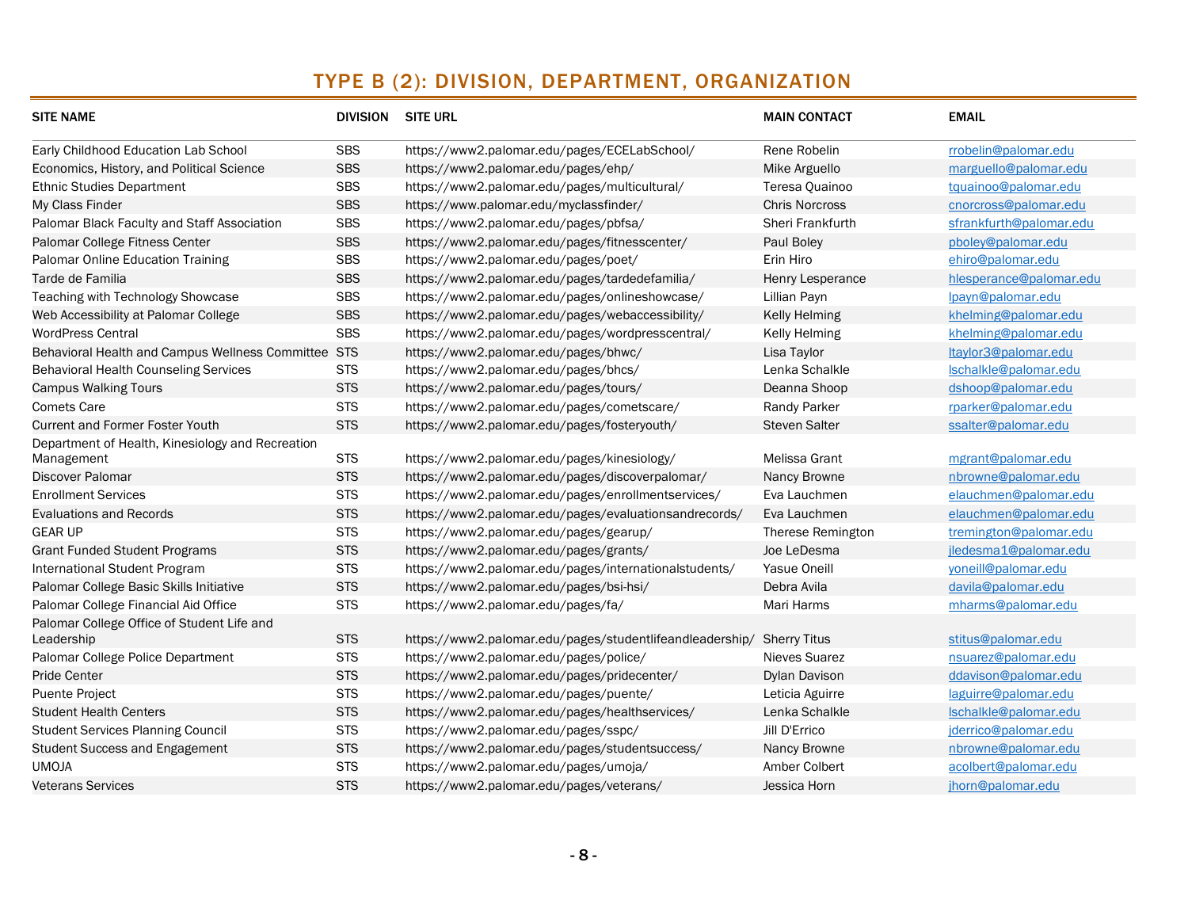## TYPE B (2): DIVISION, DEPARTMENT, ORGANIZATION

| SITE NAME | DIVISION | SITE URL | MAIN CONTACT | EMAIL |
|---|---|---|---|---|
| Early Childhood Education Lab School | SBS | https://www2.palomar.edu/pages/ECELabSchool/ | Rene Robelin | rrobelin@palomar.edu |
| Economics, History, and Political Science | SBS | https://www2.palomar.edu/pages/ehp/ | Mike Arguello | marguello@palomar.edu |
| Ethnic Studies Department | SBS | https://www2.palomar.edu/pages/multicultural/ | Teresa Quainoo | tquainoo@palomar.edu |
| My Class Finder | SBS | https://www.palomar.edu/myclassfinder/ | Chris Norcross | cnorcross@palomar.edu |
| Palomar Black Faculty and Staff Association | SBS | https://www2.palomar.edu/pages/pbfsa/ | Sheri Frankfurth | sfrankfurth@palomar.edu |
| Palomar College Fitness Center | SBS | https://www2.palomar.edu/pages/fitnesscenter/ | Paul Boley | pboley@palomar.edu |
| Palomar Online Education Training | SBS | https://www2.palomar.edu/pages/poet/ | Erin Hiro | ehiro@palomar.edu |
| Tarde de Familia | SBS | https://www2.palomar.edu/pages/tardedefamilia/ | Henry Lesperance | hlesperance@palomar.edu |
| Teaching with Technology Showcase | SBS | https://www2.palomar.edu/pages/onlineshowcase/ | Lillian Payn | lpayn@palomar.edu |
| Web Accessibility at Palomar College | SBS | https://www2.palomar.edu/pages/webaccessibility/ | Kelly Helming | khelming@palomar.edu |
| WordPress Central | SBS | https://www2.palomar.edu/pages/wordpresscentral/ | Kelly Helming | khelming@palomar.edu |
| Behavioral Health and Campus Wellness Committee | STS | https://www2.palomar.edu/pages/bhwc/ | Lisa Taylor | ltaylor3@palomar.edu |
| Behavioral Health Counseling Services | STS | https://www2.palomar.edu/pages/bhcs/ | Lenka Schalkle | lschalkle@palomar.edu |
| Campus Walking Tours | STS | https://www2.palomar.edu/pages/tours/ | Deanna Shoop | dshoop@palomar.edu |
| Comets Care | STS | https://www2.palomar.edu/pages/cometscare/ | Randy Parker | rparker@palomar.edu |
| Current and Former Foster Youth | STS | https://www2.palomar.edu/pages/fosteryouth/ | Steven Salter | ssalter@palomar.edu |
| Department of Health, Kinesiology and Recreation Management | STS | https://www2.palomar.edu/pages/kinesiology/ | Melissa Grant | mgrant@palomar.edu |
| Discover Palomar | STS | https://www2.palomar.edu/pages/discoverpalomar/ | Nancy Browne | nbrowne@palomar.edu |
| Enrollment Services | STS | https://www2.palomar.edu/pages/enrollmentservices/ | Eva Lauchmen | elauchmen@palomar.edu |
| Evaluations and Records | STS | https://www2.palomar.edu/pages/evaluationsandrecords/ | Eva Lauchmen | elauchmen@palomar.edu |
| GEAR UP | STS | https://www2.palomar.edu/pages/gearup/ | Therese Remington | tremington@palomar.edu |
| Grant Funded Student Programs | STS | https://www2.palomar.edu/pages/grants/ | Joe LeDesma | jledesma1@palomar.edu |
| International Student Program | STS | https://www2.palomar.edu/pages/internationalstudents/ | Yasue Oneill | yoneill@palomar.edu |
| Palomar College Basic Skills Initiative | STS | https://www2.palomar.edu/pages/bsi-hsi/ | Debra Avila | davila@palomar.edu |
| Palomar College Financial Aid Office | STS | https://www2.palomar.edu/pages/fa/ | Mari Harms | mharms@palomar.edu |
| Palomar College Office of Student Life and Leadership | STS | https://www2.palomar.edu/pages/studentlifeandleadership/ | Sherry Titus | stitus@palomar.edu |
| Palomar College Police Department | STS | https://www2.palomar.edu/pages/police/ | Nieves Suarez | nsuarez@palomar.edu |
| Pride Center | STS | https://www2.palomar.edu/pages/pridecenter/ | Dylan Davison | ddavison@palomar.edu |
| Puente Project | STS | https://www2.palomar.edu/pages/puente/ | Leticia Aguirre | laguirre@palomar.edu |
| Student Health Centers | STS | https://www2.palomar.edu/pages/healthservices/ | Lenka Schalkle | lschalkle@palomar.edu |
| Student Services Planning Council | STS | https://www2.palomar.edu/pages/sspc/ | Jill D'Errico | jderrico@palomar.edu |
| Student Success and Engagement | STS | https://www2.palomar.edu/pages/studentsuccess/ | Nancy Browne | nbrowne@palomar.edu |
| UMOJA | STS | https://www2.palomar.edu/pages/umoja/ | Amber Colbert | acolbert@palomar.edu |
| Veterans Services | STS | https://www2.palomar.edu/pages/veterans/ | Jessica Horn | jhorn@palomar.edu |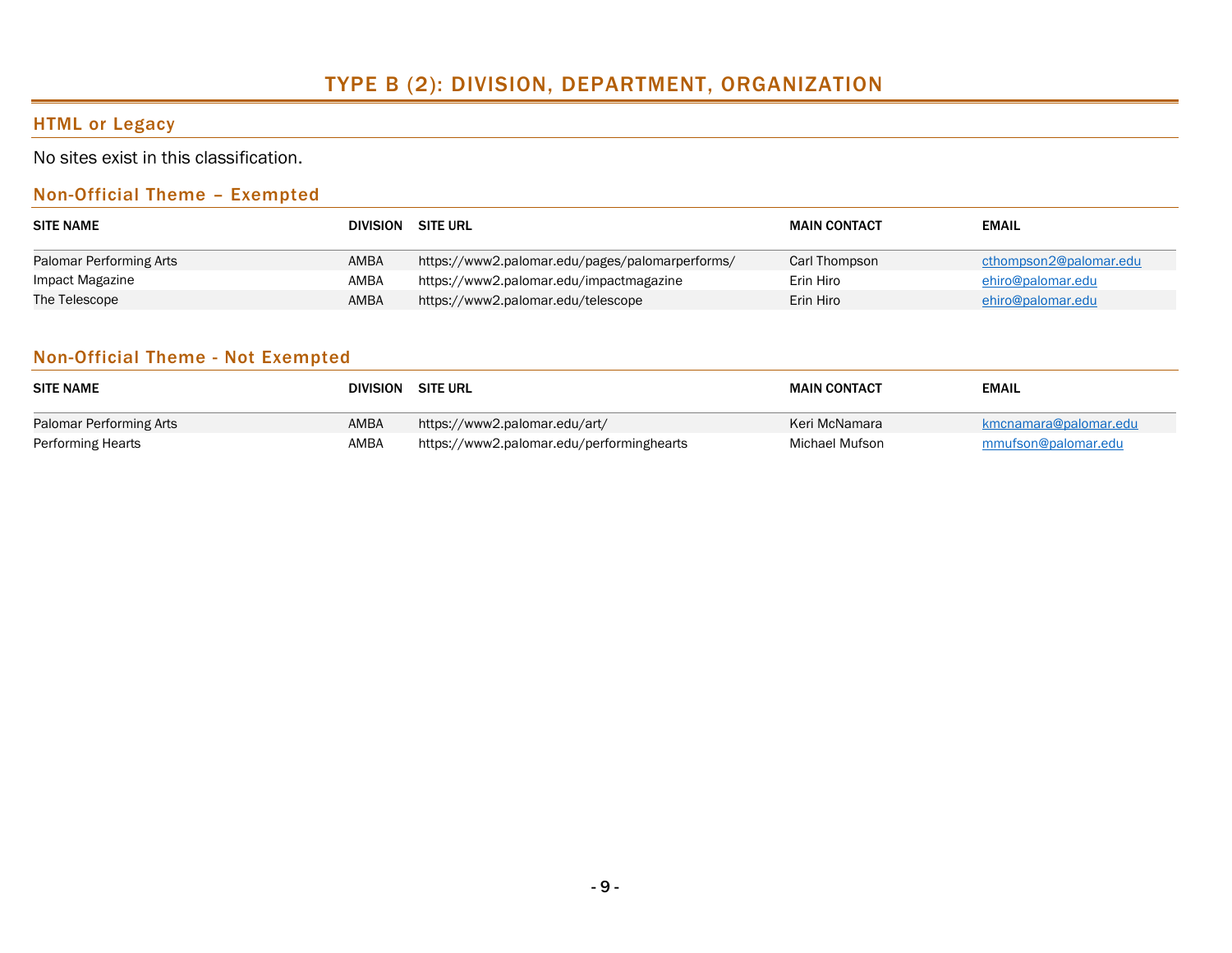# TYPE B (2): DIVISION, DEPARTMENT, ORGANIZATION

## HTML or Legacy

No sites exist in this classification.

## Non-Official Theme – Exempted

| SITE NAME | DIVISION | SITE URL | MAIN CONTACT | EMAIL |
|---|---|---|---|---|
| Palomar Performing Arts | AMBA | https://www2.palomar.edu/pages/palomarperforms/ | Carl Thompson | cthompson2@palomar.edu |
| Impact Magazine | AMBA | https://www2.palomar.edu/impactmagazine | Erin Hiro | ehiro@palomar.edu |
| The Telescope | AMBA | https://www2.palomar.edu/telescope | Erin Hiro | ehiro@palomar.edu |

## Non-Official Theme - Not Exempted

| SITE NAME | DIVISION | SITE URL | MAIN CONTACT | EMAIL |
|---|---|---|---|---|
| Palomar Performing Arts | AMBA | https://www2.palomar.edu/art/ | Keri McNamara | kmcnamara@palomar.edu |
| Performing Hearts | AMBA | https://www2.palomar.edu/performinghearts | Michael Mufson | mmufson@palomar.edu |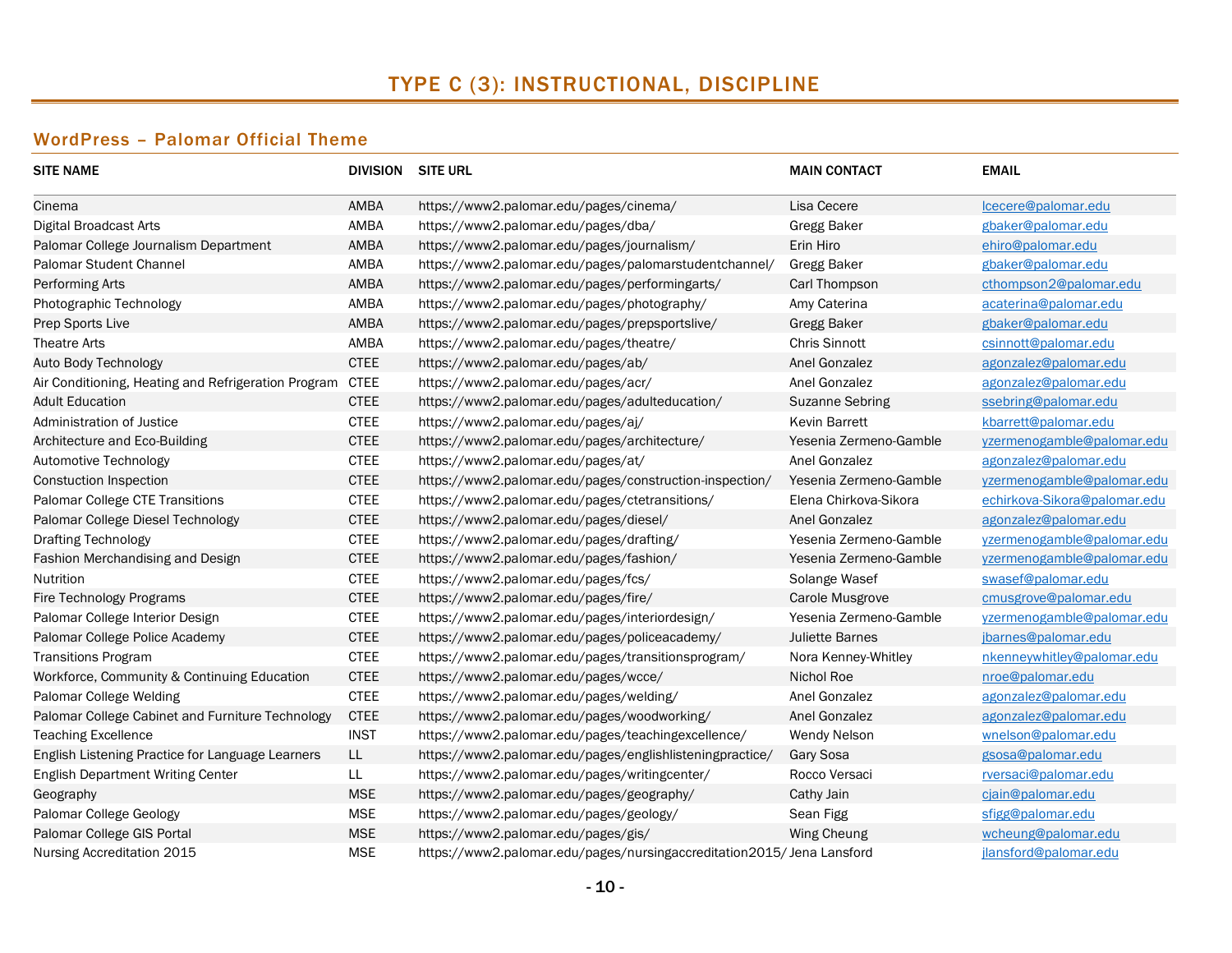# TYPE C (3): INSTRUCTIONAL, DISCIPLINE

## WordPress – Palomar Official Theme

| SITE NAME | DIVISION | SITE URL | MAIN CONTACT | EMAIL |
|---|---|---|---|---|
| Cinema | AMBA | https://www2.palomar.edu/pages/cinema/ | Lisa Cecere | lcecere@palomar.edu |
| Digital Broadcast Arts | AMBA | https://www2.palomar.edu/pages/dba/ | Gregg Baker | gbaker@palomar.edu |
| Palomar College Journalism Department | AMBA | https://www2.palomar.edu/pages/journalism/ | Erin Hiro | ehiro@palomar.edu |
| Palomar Student Channel | AMBA | https://www2.palomar.edu/pages/palomarstudentchannel/ | Gregg Baker | gbaker@palomar.edu |
| Performing Arts | AMBA | https://www2.palomar.edu/pages/performingarts/ | Carl Thompson | cthompson2@palomar.edu |
| Photographic Technology | AMBA | https://www2.palomar.edu/pages/photography/ | Amy Caterina | acaterina@palomar.edu |
| Prep Sports Live | AMBA | https://www2.palomar.edu/pages/prepsportslive/ | Gregg Baker | gbaker@palomar.edu |
| Theatre Arts | AMBA | https://www2.palomar.edu/pages/theatre/ | Chris Sinnott | csinnott@palomar.edu |
| Auto Body Technology | CTEE | https://www2.palomar.edu/pages/ab/ | Anel Gonzalez | agonzalez@palomar.edu |
| Air Conditioning, Heating and Refrigeration Program | CTEE | https://www2.palomar.edu/pages/acr/ | Anel Gonzalez | agonzalez@palomar.edu |
| Adult Education | CTEE | https://www2.palomar.edu/pages/adulteducation/ | Suzanne Sebring | ssebring@palomar.edu |
| Administration of Justice | CTEE | https://www2.palomar.edu/pages/aj/ | Kevin Barrett | kbarrett@palomar.edu |
| Architecture and Eco-Building | CTEE | https://www2.palomar.edu/pages/architecture/ | Yesenia Zermeno-Gamble | yzermenogamble@palomar.edu |
| Automotive Technology | CTEE | https://www2.palomar.edu/pages/at/ | Anel Gonzalez | agonzalez@palomar.edu |
| Constuction Inspection | CTEE | https://www2.palomar.edu/pages/construction-inspection/ | Yesenia Zermeno-Gamble | yzermenogamble@palomar.edu |
| Palomar College CTE Transitions | CTEE | https://www2.palomar.edu/pages/ctetransitions/ | Elena Chirkova-Sikora | echirkova-Sikora@palomar.edu |
| Palomar College Diesel Technology | CTEE | https://www2.palomar.edu/pages/diesel/ | Anel Gonzalez | agonzalez@palomar.edu |
| Drafting Technology | CTEE | https://www2.palomar.edu/pages/drafting/ | Yesenia Zermeno-Gamble | yzermenogamble@palomar.edu |
| Fashion Merchandising and Design | CTEE | https://www2.palomar.edu/pages/fashion/ | Yesenia Zermeno-Gamble | yzermenogamble@palomar.edu |
| Nutrition | CTEE | https://www2.palomar.edu/pages/fcs/ | Solange Wasef | swasef@palomar.edu |
| Fire Technology Programs | CTEE | https://www2.palomar.edu/pages/fire/ | Carole Musgrove | cmusgrove@palomar.edu |
| Palomar College Interior Design | CTEE | https://www2.palomar.edu/pages/interiordesign/ | Yesenia Zermeno-Gamble | yzermenogamble@palomar.edu |
| Palomar College Police Academy | CTEE | https://www2.palomar.edu/pages/policeacademy/ | Juliette Barnes | jbarnes@palomar.edu |
| Transitions Program | CTEE | https://www2.palomar.edu/pages/transitionsprogram/ | Nora Kenney-Whitley | nkenneywhitley@palomar.edu |
| Workforce, Community & Continuing Education | CTEE | https://www2.palomar.edu/pages/wcce/ | Nichol Roe | nroe@palomar.edu |
| Palomar College Welding | CTEE | https://www2.palomar.edu/pages/welding/ | Anel Gonzalez | agonzalez@palomar.edu |
| Palomar College Cabinet and Furniture Technology | CTEE | https://www2.palomar.edu/pages/woodworking/ | Anel Gonzalez | agonzalez@palomar.edu |
| Teaching Excellence | INST | https://www2.palomar.edu/pages/teachingexcellence/ | Wendy Nelson | wnelson@palomar.edu |
| English Listening Practice for Language Learners | LL | https://www2.palomar.edu/pages/englishlisteningpractice/ | Gary Sosa | gsosa@palomar.edu |
| English Department Writing Center | LL | https://www2.palomar.edu/pages/writingcenter/ | Rocco Versaci | rversaci@palomar.edu |
| Geography | MSE | https://www2.palomar.edu/pages/geography/ | Cathy Jain | cjain@palomar.edu |
| Palomar College Geology | MSE | https://www2.palomar.edu/pages/geology/ | Sean Figg | sfigg@palomar.edu |
| Palomar College GIS Portal | MSE | https://www2.palomar.edu/pages/gis/ | Wing Cheung | wcheung@palomar.edu |
| Nursing Accreditation 2015 | MSE | https://www2.palomar.edu/pages/nursingaccreditation2015/ | Jena Lansford | jlansford@palomar.edu |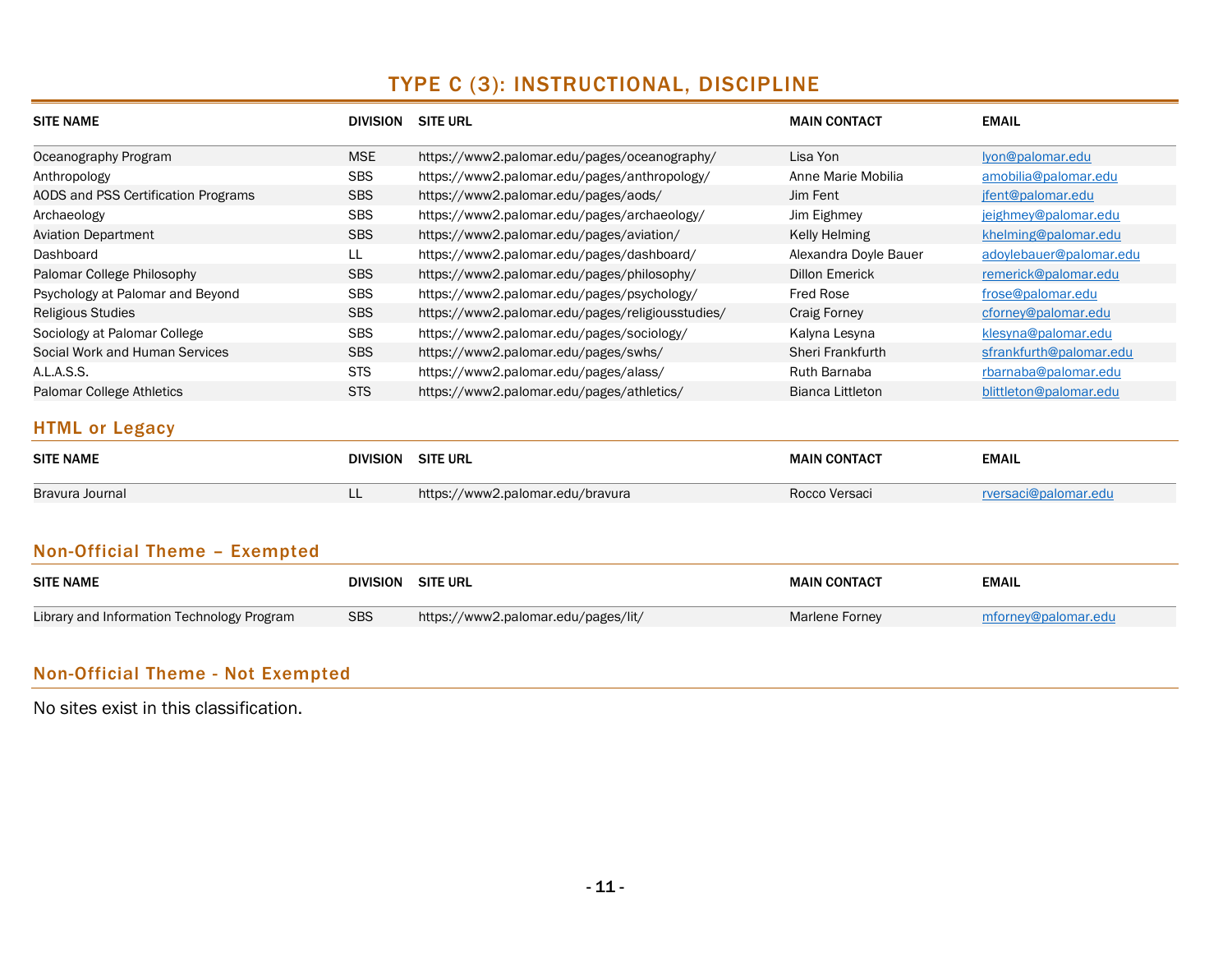# TYPE C (3): INSTRUCTIONAL, DISCIPLINE

| SITE NAME | DIVISION | SITE URL | MAIN CONTACT | EMAIL |
|---|---|---|---|---|
| Oceanography Program | MSE | https://www2.palomar.edu/pages/oceanography/ | Lisa Yon | lyon@palomar.edu |
| Anthropology | SBS | https://www2.palomar.edu/pages/anthropology/ | Anne Marie Mobilia | amobilia@palomar.edu |
| AODS and PSS Certification Programs | SBS | https://www2.palomar.edu/pages/aods/ | Jim Fent | jfent@palomar.edu |
| Archaeology | SBS | https://www2.palomar.edu/pages/archaeology/ | Jim Eighmey | jeighmey@palomar.edu |
| Aviation Department | SBS | https://www2.palomar.edu/pages/aviation/ | Kelly Helming | khelming@palomar.edu |
| Dashboard | LL | https://www2.palomar.edu/pages/dashboard/ | Alexandra Doyle Bauer | adoylebauer@palomar.edu |
| Palomar College Philosophy | SBS | https://www2.palomar.edu/pages/philosophy/ | Dillon Emerick | remerick@palomar.edu |
| Psychology at Palomar and Beyond | SBS | https://www2.palomar.edu/pages/psychology/ | Fred Rose | frose@palomar.edu |
| Religious Studies | SBS | https://www2.palomar.edu/pages/religiousstudies/ | Craig Forney | cforney@palomar.edu |
| Sociology at Palomar College | SBS | https://www2.palomar.edu/pages/sociology/ | Kalyna Lesyna | klesyna@palomar.edu |
| Social Work and Human Services | SBS | https://www2.palomar.edu/pages/swhs/ | Sheri Frankfurth | sfrankfurth@palomar.edu |
| A.L.A.S.S. | STS | https://www2.palomar.edu/pages/alass/ | Ruth Barnaba | rbarnaba@palomar.edu |
| Palomar College Athletics | STS | https://www2.palomar.edu/pages/athletics/ | Bianca Littleton | blittleton@palomar.edu |

## HTML or Legacy

| SITE NAME | DIVISION | SITE URL | MAIN CONTACT | EMAIL |
|---|---|---|---|---|
| Bravura Journal | LL | https://www2.palomar.edu/bravura | Rocco Versaci | rversaci@palomar.edu |

## Non-Official Theme – Exempted

| SITE NAME | DIVISION | SITE URL | MAIN CONTACT | EMAIL |
|---|---|---|---|---|
| Library and Information Technology Program | SBS | https://www2.palomar.edu/pages/lit/ | Marlene Forney | mforney@palomar.edu |

## Non-Official Theme - Not Exempted

No sites exist in this classification.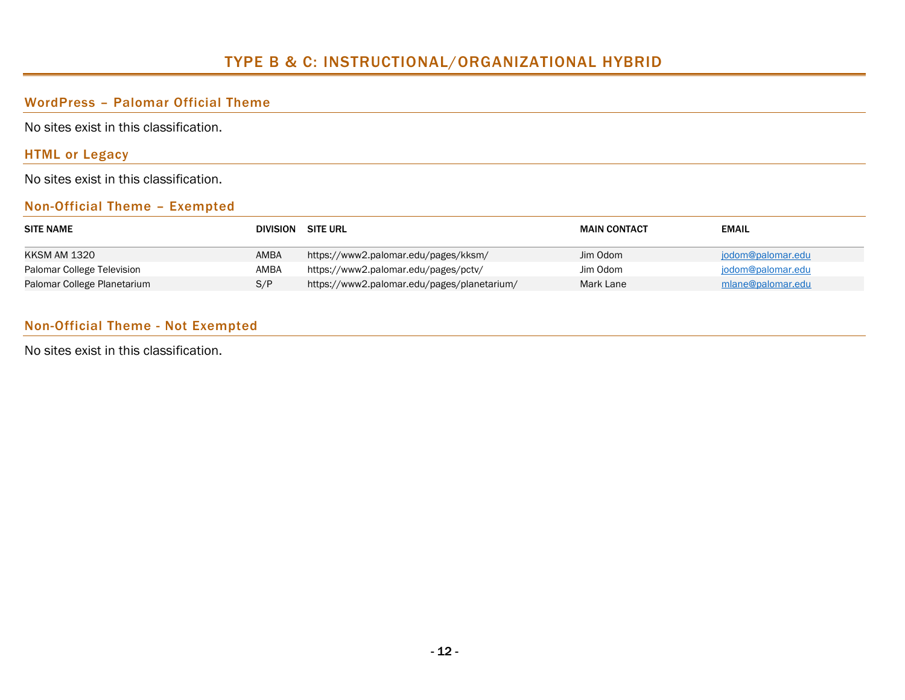# TYPE B & C: INSTRUCTIONAL/ORGANIZATIONAL HYBRID

## WordPress – Palomar Official Theme

No sites exist in this classification.

## HTML or Legacy

No sites exist in this classification.

## Non-Official Theme – Exempted

| SITE NAME | DIVISION | SITE URL | MAIN CONTACT | EMAIL |
|---|---|---|---|---|
| KKSM AM 1320 | AMBA | https://www2.palomar.edu/pages/kksm/ | Jim Odom | jodom@palomar.edu |
| Palomar College Television | AMBA | https://www2.palomar.edu/pages/pctv/ | Jim Odom | jodom@palomar.edu |
| Palomar College Planetarium | S/P | https://www2.palomar.edu/pages/planetarium/ | Mark Lane | mlane@palomar.edu |

## Non-Official Theme - Not Exempted

No sites exist in this classification.